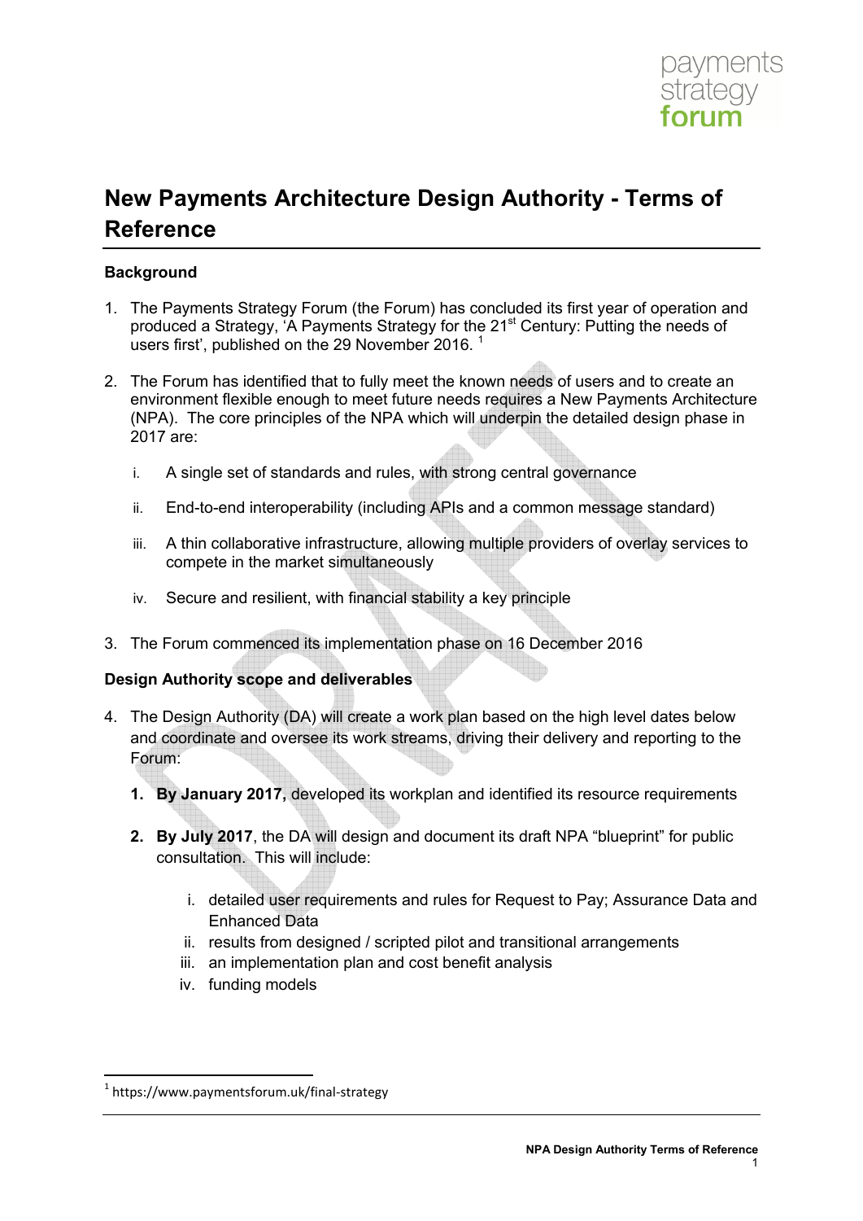# New Payments Architecture Design Authority - Terms of Reference

**Background**

1. The Payments Strategy Forum (the Forum) has concluded its first year of operation and produced a Strategy, 'A Payments Strategy for the 21st Century: Putting the needs of users first', published on the 29 November 2016. [1]

2. The Forum has identified that to fully meet the known needs of users and to create an environment flexible enough to meet future needs requires a New Payments Architecture (NPA). The core principles of the NPA which will underpin the detailed design phase in 2017 are:

   i. A single set of standards and rules, with strong central governance

   ii. End-to-end interoperability (including APIs and a common message standard)

   iii. A thin collaborative infrastructure, allowing multiple providers of overlay services to compete in the market simultaneously

   iv. Secure and resilient, with financial stability a key principle

3. The Forum commenced its implementation phase on 16 December 2016

**Design Authority scope and deliverables**

4. The Design Authority (DA) will create a work plan based on the high level dates below and coordinate and oversee its work streams, driving their delivery and reporting to the Forum:

   1. **By January 2017,** developed its workplan and identified its resource requirements

   2. **By July 2017**, the DA will design and document its draft NPA "blueprint" for public consultation. This will include:

      i. detailed user requirements and rules for Request to Pay; Assurance Data and Enhanced Data
      ii. results from designed / scripted pilot and transitional arrangements
      iii. an implementation plan and cost benefit analysis
      iv. funding models

[1] https://www.paymentsforum.uk/final-strategy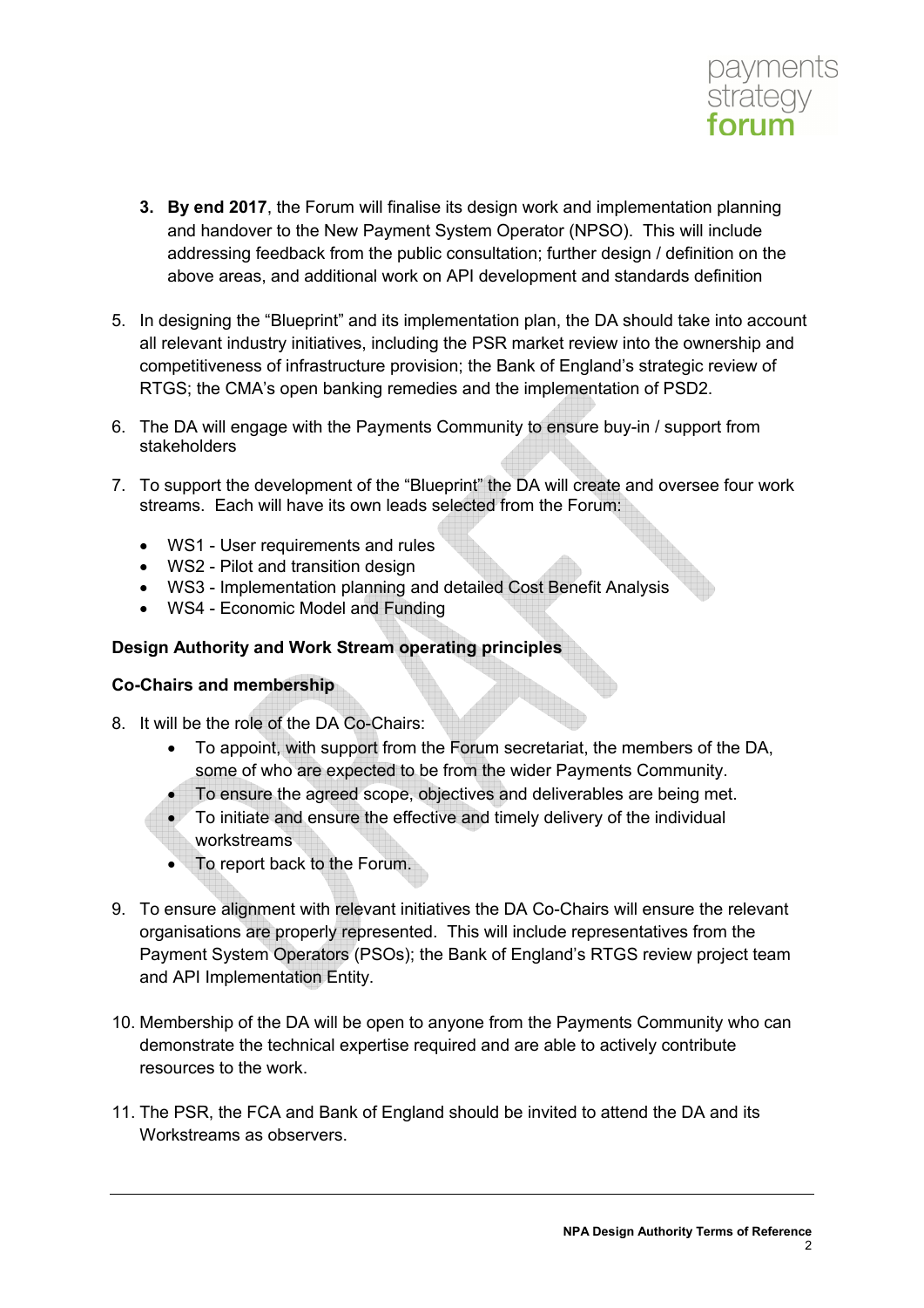3. **By end 2017**, the Forum will finalise its design work and implementation planning and handover to the New Payment System Operator (NPSO). This will include addressing feedback from the public consultation; further design / definition on the above areas, and additional work on API development and standards definition

5. In designing the "Blueprint" and its implementation plan, the DA should take into account all relevant industry initiatives, including the PSR market review into the ownership and competitiveness of infrastructure provision; the Bank of England's strategic review of RTGS; the CMA's open banking remedies and the implementation of PSD2.

6. The DA will engage with the Payments Community to ensure buy-in / support from stakeholders

7. To support the development of the "Blueprint" the DA will create and oversee four work streams. Each will have its own leads selected from the Forum:

   - WS1 - User requirements and rules
   - WS2 - Pilot and transition design
   - WS3 - Implementation planning and detailed Cost Benefit Analysis
   - WS4 - Economic Model and Funding

**Design Authority and Work Stream operating principles**

**Co-Chairs and membership**

8. It will be the role of the DA Co-Chairs:
   - To appoint, with support from the Forum secretariat, the members of the DA, some of who are expected to be from the wider Payments Community.
   - To ensure the agreed scope, objectives and deliverables are being met.
   - To initiate and ensure the effective and timely delivery of the individual workstreams
   - To report back to the Forum.

9. To ensure alignment with relevant initiatives the DA Co-Chairs will ensure the relevant organisations are properly represented. This will include representatives from the Payment System Operators (PSOs); the Bank of England's RTGS review project team and API Implementation Entity.

10. Membership of the DA will be open to anyone from the Payments Community who can demonstrate the technical expertise required and are able to actively contribute resources to the work.

11. The PSR, the FCA and Bank of England should be invited to attend the DA and its Workstreams as observers.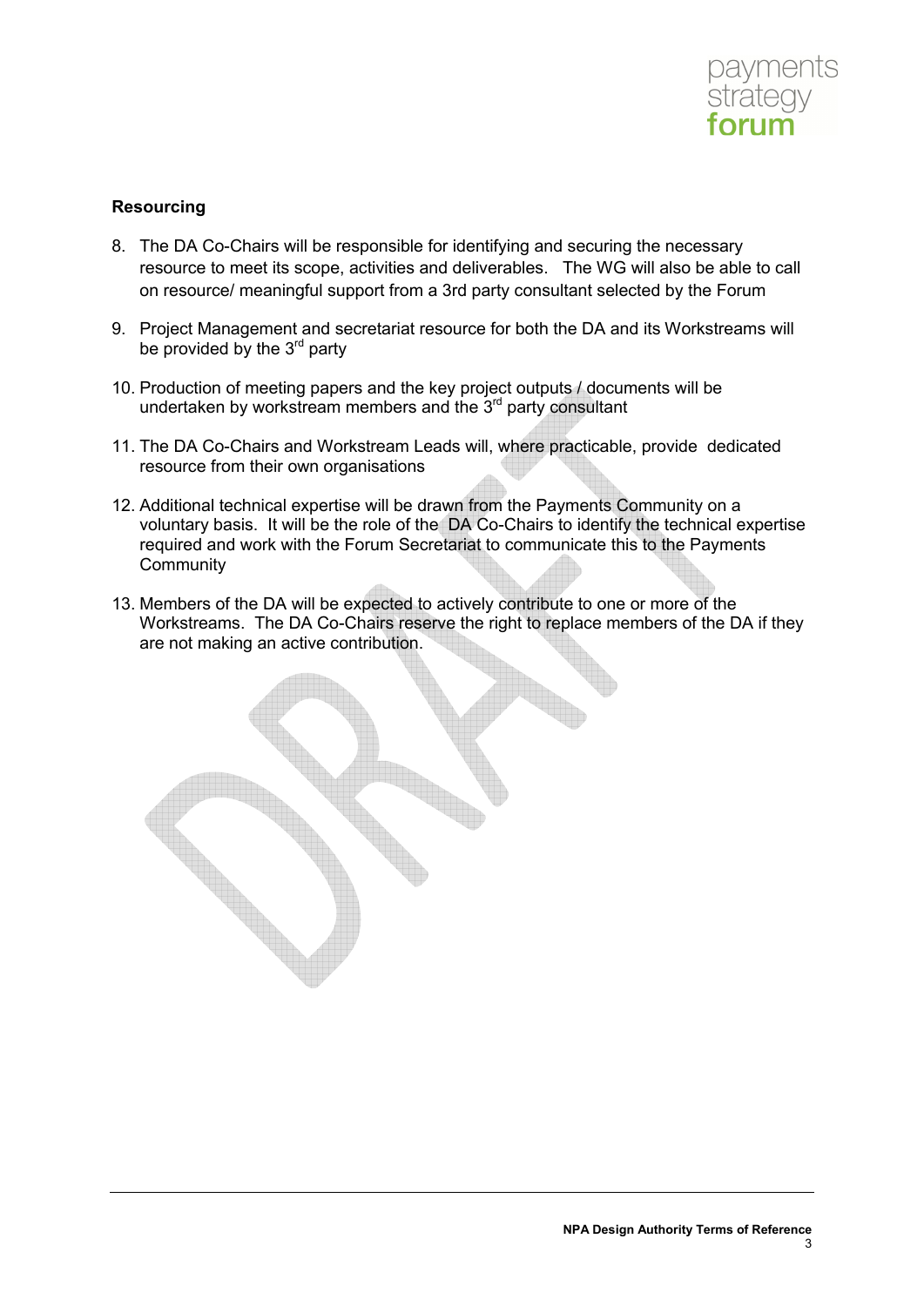## Resourcing

8. The DA Co-Chairs will be responsible for identifying and securing the necessary resource to meet its scope, activities and deliverables. The WG will also be able to call on resource/ meaningful support from a 3rd party consultant selected by the Forum

9. Project Management and secretariat resource for both the DA and its Workstreams will be provided by the 3rd party

10. Production of meeting papers and the key project outputs / documents will be undertaken by workstream members and the 3rd party consultant

11. The DA Co-Chairs and Workstream Leads will, where practicable, provide dedicated resource from their own organisations

12. Additional technical expertise will be drawn from the Payments Community on a voluntary basis. It will be the role of the DA Co-Chairs to identify the technical expertise required and work with the Forum Secretariat to communicate this to the Payments Community

13. Members of the DA will be expected to actively contribute to one or more of the Workstreams. The DA Co-Chairs reserve the right to replace members of the DA if they are not making an active contribution.